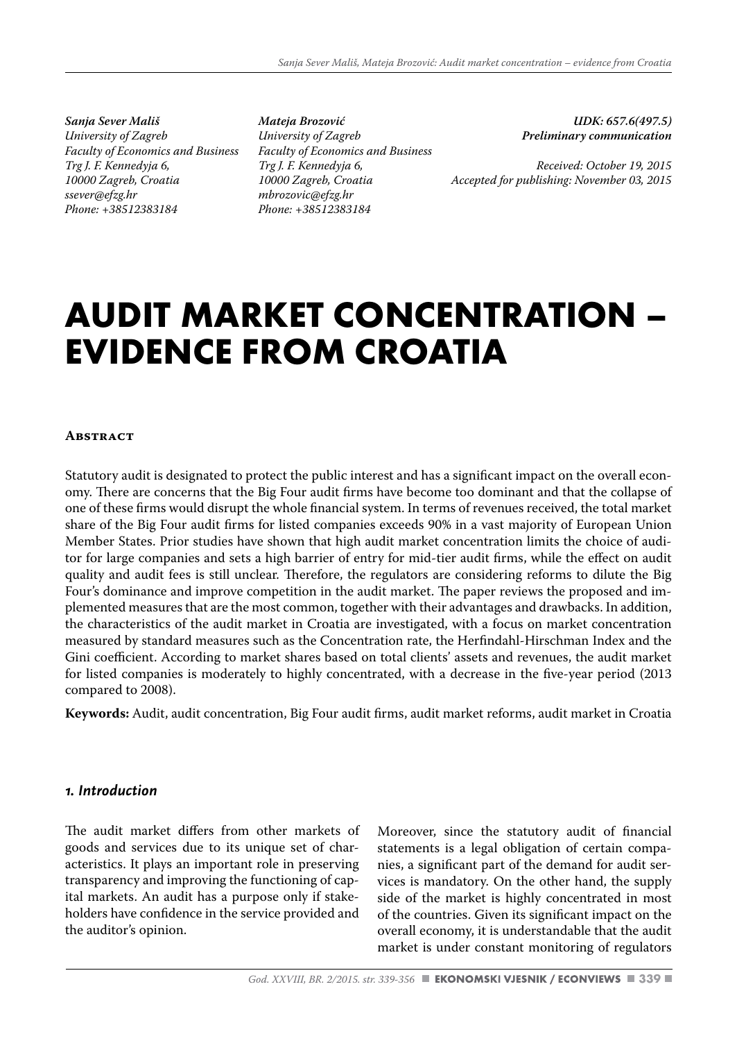*Sanja Sever Mališ*
*University of Zagreb*
*Faculty of Economics and Business*
*Trg J. F. Kennedyja 6,*
*10000 Zagreb, Croatia*
*ssever@efzg.hr*
*Phone: +38512383184*

*Mateja Brozović*
*University of Zagreb*
*Faculty of Economics and Business*
*Trg J. F. Kennedyja 6,*
*10000 Zagreb, Croatia*
*mbrozovic@efzg.hr*
*Phone: +38512383184*

***UDK: 657.6(497.5)***
***Preliminary communication***

*Received: October 19, 2015*
*Accepted for publishing: November 03, 2015*

# AUDIT MARKET CONCENTRATION – EVIDENCE FROM CROATIA

## Abstract

Statutory audit is designated to protect the public interest and has a significant impact on the overall economy. There are concerns that the Big Four audit firms have become too dominant and that the collapse of one of these firms would disrupt the whole financial system. In terms of revenues received, the total market share of the Big Four audit firms for listed companies exceeds 90% in a vast majority of European Union Member States. Prior studies have shown that high audit market concentration limits the choice of auditor for large companies and sets a high barrier of entry for mid-tier audit firms, while the effect on audit quality and audit fees is still unclear. Therefore, the regulators are considering reforms to dilute the Big Four's dominance and improve competition in the audit market. The paper reviews the proposed and implemented measures that are the most common, together with their advantages and drawbacks. In addition, the characteristics of the audit market in Croatia are investigated, with a focus on market concentration measured by standard measures such as the Concentration rate, the Herfindahl-Hirschman Index and the Gini coefficient. According to market shares based on total clients' assets and revenues, the audit market for listed companies is moderately to highly concentrated, with a decrease in the five-year period (2013 compared to 2008).

**Keywords:** Audit, audit concentration, Big Four audit firms, audit market reforms, audit market in Croatia

## *1. Introduction*

The audit market differs from other markets of goods and services due to its unique set of characteristics. It plays an important role in preserving transparency and improving the functioning of capital markets. An audit has a purpose only if stakeholders have confidence in the service provided and the auditor's opinion.

Moreover, since the statutory audit of financial statements is a legal obligation of certain companies, a significant part of the demand for audit services is mandatory. On the other hand, the supply side of the market is highly concentrated in most of the countries. Given its significant impact on the overall economy, it is understandable that the audit market is under constant monitoring of regulators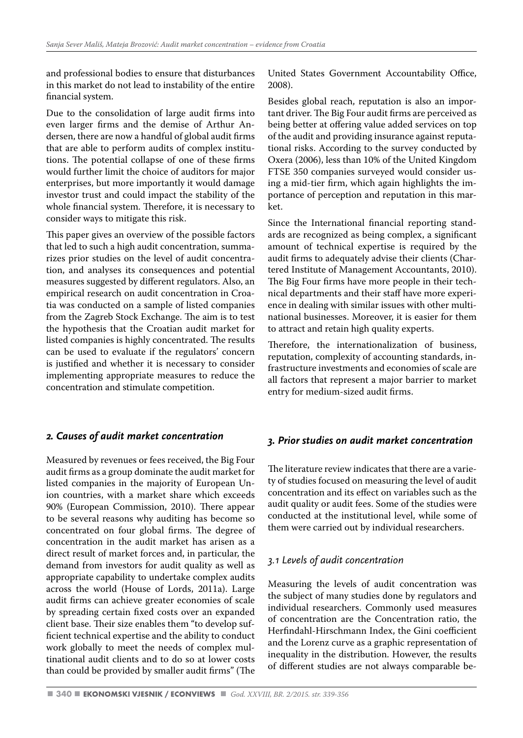and professional bodies to ensure that disturbances in this market do not lead to instability of the entire financial system.

Due to the consolidation of large audit firms into even larger firms and the demise of Arthur Andersen, there are now a handful of global audit firms that are able to perform audits of complex institutions. The potential collapse of one of these firms would further limit the choice of auditors for major enterprises, but more importantly it would damage investor trust and could impact the stability of the whole financial system. Therefore, it is necessary to consider ways to mitigate this risk.

This paper gives an overview of the possible factors that led to such a high audit concentration, summarizes prior studies on the level of audit concentration, and analyses its consequences and potential measures suggested by different regulators. Also, an empirical research on audit concentration in Croatia was conducted on a sample of listed companies from the Zagreb Stock Exchange. The aim is to test the hypothesis that the Croatian audit market for listed companies is highly concentrated. The results can be used to evaluate if the regulators' concern is justified and whether it is necessary to consider implementing appropriate measures to reduce the concentration and stimulate competition.

## *2. Causes of audit market concentration*

Measured by revenues or fees received, the Big Four audit firms as a group dominate the audit market for listed companies in the majority of European Union countries, with a market share which exceeds 90% (European Commission, 2010). There appear to be several reasons why auditing has become so concentrated on four global firms. The degree of concentration in the audit market has arisen as a direct result of market forces and, in particular, the demand from investors for audit quality as well as appropriate capability to undertake complex audits across the world (House of Lords, 2011a). Large audit firms can achieve greater economies of scale by spreading certain fixed costs over an expanded client base. Their size enables them "to develop sufficient technical expertise and the ability to conduct work globally to meet the needs of complex multinational audit clients and to do so at lower costs than could be provided by smaller audit firms" (The United States Government Accountability Office, 2008).

Besides global reach, reputation is also an important driver. The Big Four audit firms are perceived as being better at offering value added services on top of the audit and providing insurance against reputational risks. According to the survey conducted by Oxera (2006), less than 10% of the United Kingdom FTSE 350 companies surveyed would consider using a mid-tier firm, which again highlights the importance of perception and reputation in this market.

Since the International financial reporting standards are recognized as being complex, a significant amount of technical expertise is required by the audit firms to adequately advise their clients (Chartered Institute of Management Accountants, 2010). The Big Four firms have more people in their technical departments and their staff have more experience in dealing with similar issues with other multinational businesses. Moreover, it is easier for them to attract and retain high quality experts.

Therefore, the internationalization of business, reputation, complexity of accounting standards, infrastructure investments and economies of scale are all factors that represent a major barrier to market entry for medium-sized audit firms.

## *3. Prior studies on audit market concentration*

The literature review indicates that there are a variety of studies focused on measuring the level of audit concentration and its effect on variables such as the audit quality or audit fees. Some of the studies were conducted at the institutional level, while some of them were carried out by individual researchers.

### *3.1 Levels of audit concentration*

Measuring the levels of audit concentration was the subject of many studies done by regulators and individual researchers. Commonly used measures of concentration are the Concentration ratio, the Herfindahl-Hirschmann Index, the Gini coefficient and the Lorenz curve as a graphic representation of inequality in the distribution. However, the results of different studies are not always comparable be-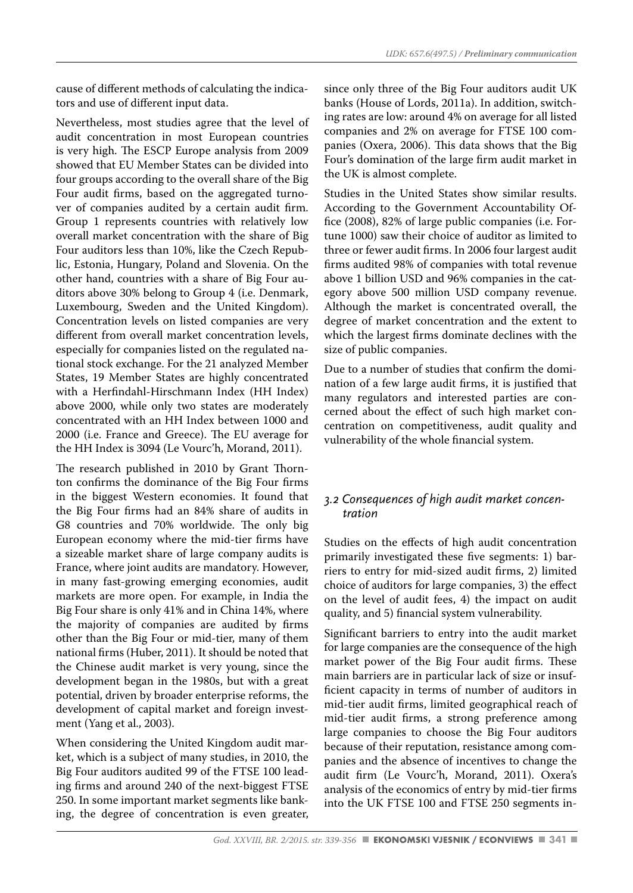cause of different methods of calculating the indicators and use of different input data.

Nevertheless, most studies agree that the level of audit concentration in most European countries is very high. The ESCP Europe analysis from 2009 showed that EU Member States can be divided into four groups according to the overall share of the Big Four audit firms, based on the aggregated turnover of companies audited by a certain audit firm. Group 1 represents countries with relatively low overall market concentration with the share of Big Four auditors less than 10%, like the Czech Republic, Estonia, Hungary, Poland and Slovenia. On the other hand, countries with a share of Big Four auditors above 30% belong to Group 4 (i.e. Denmark, Luxembourg, Sweden and the United Kingdom). Concentration levels on listed companies are very different from overall market concentration levels, especially for companies listed on the regulated national stock exchange. For the 21 analyzed Member States, 19 Member States are highly concentrated with a Herfindahl-Hirschmann Index (HH Index) above 2000, while only two states are moderately concentrated with an HH Index between 1000 and 2000 (i.e. France and Greece). The EU average for the HH Index is 3094 (Le Vourc'h, Morand, 2011).

The research published in 2010 by Grant Thornton confirms the dominance of the Big Four firms in the biggest Western economies. It found that the Big Four firms had an 84% share of audits in G8 countries and 70% worldwide. The only big European economy where the mid-tier firms have a sizeable market share of large company audits is France, where joint audits are mandatory. However, in many fast-growing emerging economies, audit markets are more open. For example, in India the Big Four share is only 41% and in China 14%, where the majority of companies are audited by firms other than the Big Four or mid-tier, many of them national firms (Huber, 2011). It should be noted that the Chinese audit market is very young, since the development began in the 1980s, but with a great potential, driven by broader enterprise reforms, the development of capital market and foreign investment (Yang et al., 2003).

When considering the United Kingdom audit market, which is a subject of many studies, in 2010, the Big Four auditors audited 99 of the FTSE 100 leading firms and around 240 of the next-biggest FTSE 250. In some important market segments like banking, the degree of concentration is even greater, since only three of the Big Four auditors audit UK banks (House of Lords, 2011a). In addition, switching rates are low: around 4% on average for all listed companies and 2% on average for FTSE 100 companies (Oxera, 2006). This data shows that the Big Four's domination of the large firm audit market in the UK is almost complete.

Studies in the United States show similar results. According to the Government Accountability Office (2008), 82% of large public companies (i.e. Fortune 1000) saw their choice of auditor as limited to three or fewer audit firms. In 2006 four largest audit firms audited 98% of companies with total revenue above 1 billion USD and 96% companies in the category above 500 million USD company revenue. Although the market is concentrated overall, the degree of market concentration and the extent to which the largest firms dominate declines with the size of public companies.

Due to a number of studies that confirm the domination of a few large audit firms, it is justified that many regulators and interested parties are concerned about the effect of such high market concentration on competitiveness, audit quality and vulnerability of the whole financial system.

### *3.2 Consequences of high audit market concentration*

Studies on the effects of high audit concentration primarily investigated these five segments: 1) barriers to entry for mid-sized audit firms, 2) limited choice of auditors for large companies, 3) the effect on the level of audit fees, 4) the impact on audit quality, and 5) financial system vulnerability.

Significant barriers to entry into the audit market for large companies are the consequence of the high market power of the Big Four audit firms. These main barriers are in particular lack of size or insufficient capacity in terms of number of auditors in mid-tier audit firms, limited geographical reach of mid-tier audit firms, a strong preference among large companies to choose the Big Four auditors because of their reputation, resistance among companies and the absence of incentives to change the audit firm (Le Vourc'h, Morand, 2011). Oxera's analysis of the economics of entry by mid-tier firms into the UK FTSE 100 and FTSE 250 segments in-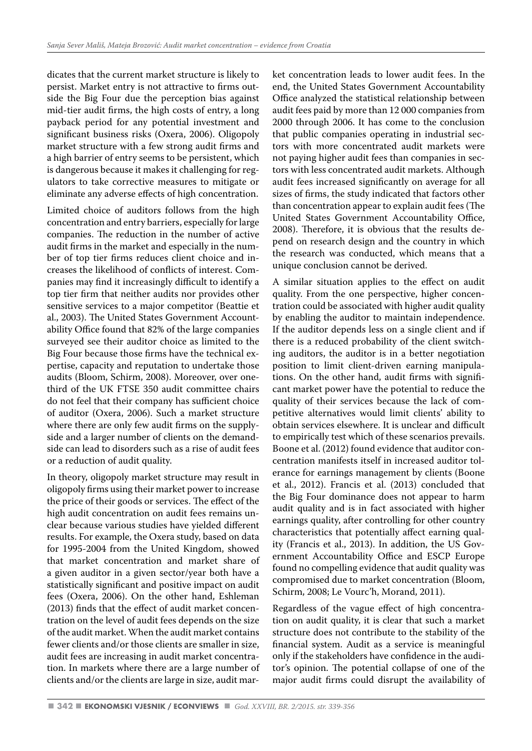dicates that the current market structure is likely to persist. Market entry is not attractive to firms outside the Big Four due the perception bias against mid-tier audit firms, the high costs of entry, a long payback period for any potential investment and significant business risks (Oxera, 2006). Oligopoly market structure with a few strong audit firms and a high barrier of entry seems to be persistent, which is dangerous because it makes it challenging for regulators to take corrective measures to mitigate or eliminate any adverse effects of high concentration.

Limited choice of auditors follows from the high concentration and entry barriers, especially for large companies. The reduction in the number of active audit firms in the market and especially in the number of top tier firms reduces client choice and increases the likelihood of conflicts of interest. Companies may find it increasingly difficult to identify a top tier firm that neither audits nor provides other sensitive services to a major competitor (Beattie et al., 2003). The United States Government Accountability Office found that 82% of the large companies surveyed see their auditor choice as limited to the Big Four because those firms have the technical expertise, capacity and reputation to undertake those audits (Bloom, Schirm, 2008). Moreover, over one-third of the UK FTSE 350 audit committee chairs do not feel that their company has sufficient choice of auditor (Oxera, 2006). Such a market structure where there are only few audit firms on the supply-side and a larger number of clients on the demand-side can lead to disorders such as a rise of audit fees or a reduction of audit quality.

In theory, oligopoly market structure may result in oligopoly firms using their market power to increase the price of their goods or services. The effect of the high audit concentration on audit fees remains unclear because various studies have yielded different results. For example, the Oxera study, based on data for 1995-2004 from the United Kingdom, showed that market concentration and market share of a given auditor in a given sector/year both have a statistically significant and positive impact on audit fees (Oxera, 2006). On the other hand, Eshleman (2013) finds that the effect of audit market concentration on the level of audit fees depends on the size of the audit market. When the audit market contains fewer clients and/or those clients are smaller in size, audit fees are increasing in audit market concentration. In markets where there are a large number of clients and/or the clients are large in size, audit market concentration leads to lower audit fees. In the end, the United States Government Accountability Office analyzed the statistical relationship between audit fees paid by more than 12 000 companies from 2000 through 2006. It has come to the conclusion that public companies operating in industrial sectors with more concentrated audit markets were not paying higher audit fees than companies in sectors with less concentrated audit markets. Although audit fees increased significantly on average for all sizes of firms, the study indicated that factors other than concentration appear to explain audit fees (The United States Government Accountability Office, 2008). Therefore, it is obvious that the results depend on research design and the country in which the research was conducted, which means that a unique conclusion cannot be derived.

A similar situation applies to the effect on audit quality. From the one perspective, higher concentration could be associated with higher audit quality by enabling the auditor to maintain independence. If the auditor depends less on a single client and if there is a reduced probability of the client switching auditors, the auditor is in a better negotiation position to limit client-driven earning manipulations. On the other hand, audit firms with significant market power have the potential to reduce the quality of their services because the lack of competitive alternatives would limit clients' ability to obtain services elsewhere. It is unclear and difficult to empirically test which of these scenarios prevails. Boone et al. (2012) found evidence that auditor concentration manifests itself in increased auditor tolerance for earnings management by clients (Boone et al., 2012). Francis et al. (2013) concluded that the Big Four dominance does not appear to harm audit quality and is in fact associated with higher earnings quality, after controlling for other country characteristics that potentially affect earning quality (Francis et al., 2013). In addition, the US Government Accountability Office and ESCP Europe found no compelling evidence that audit quality was compromised due to market concentration (Bloom, Schirm, 2008; Le Vourc'h, Morand, 2011).

Regardless of the vague effect of high concentration on audit quality, it is clear that such a market structure does not contribute to the stability of the financial system. Audit as a service is meaningful only if the stakeholders have confidence in the auditor's opinion. The potential collapse of one of the major audit firms could disrupt the availability of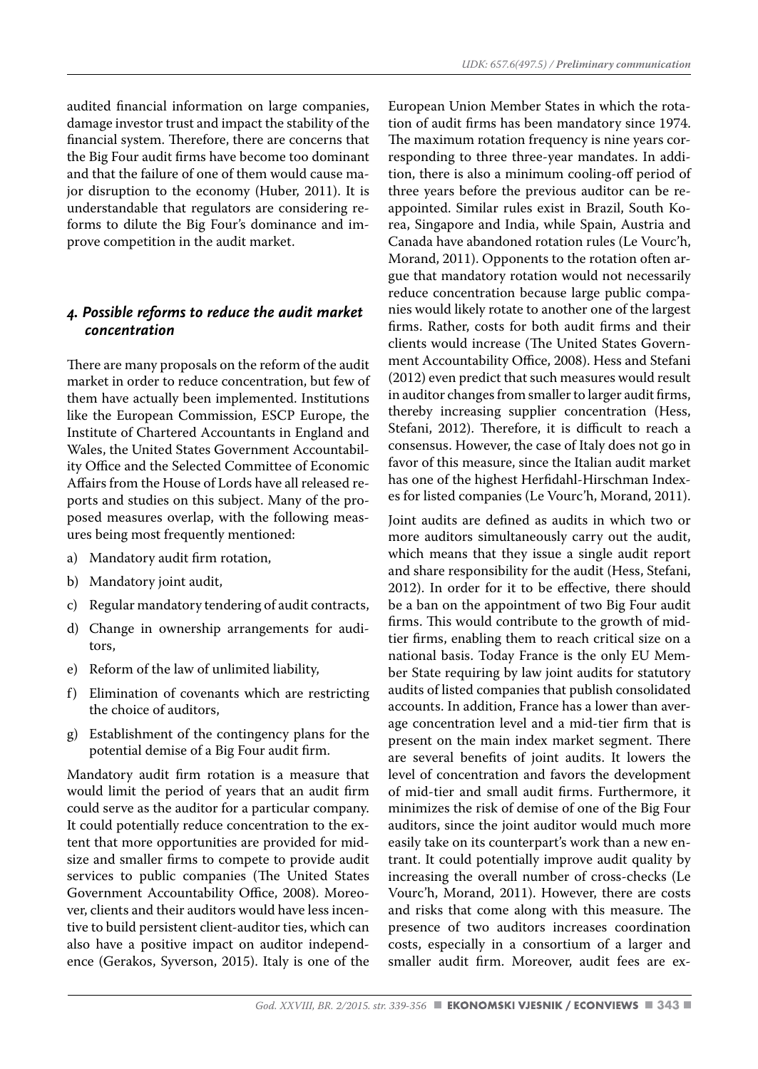audited financial information on large companies, damage investor trust and impact the stability of the financial system. Therefore, there are concerns that the Big Four audit firms have become too dominant and that the failure of one of them would cause major disruption to the economy (Huber, 2011). It is understandable that regulators are considering reforms to dilute the Big Four's dominance and improve competition in the audit market.

## *4. Possible reforms to reduce the audit market concentration*

There are many proposals on the reform of the audit market in order to reduce concentration, but few of them have actually been implemented. Institutions like the European Commission, ESCP Europe, the Institute of Chartered Accountants in England and Wales, the United States Government Accountability Office and the Selected Committee of Economic Affairs from the House of Lords have all released reports and studies on this subject. Many of the proposed measures overlap, with the following measures being most frequently mentioned:

a) Mandatory audit firm rotation,
b) Mandatory joint audit,
c) Regular mandatory tendering of audit contracts,
d) Change in ownership arrangements for auditors,
e) Reform of the law of unlimited liability,
f) Elimination of covenants which are restricting the choice of auditors,
g) Establishment of the contingency plans for the potential demise of a Big Four audit firm.

Mandatory audit firm rotation is a measure that would limit the period of years that an audit firm could serve as the auditor for a particular company. It could potentially reduce concentration to the extent that more opportunities are provided for mid-size and smaller firms to compete to provide audit services to public companies (The United States Government Accountability Office, 2008). Moreover, clients and their auditors would have less incentive to build persistent client-auditor ties, which can also have a positive impact on auditor independence (Gerakos, Syverson, 2015). Italy is one of the European Union Member States in which the rotation of audit firms has been mandatory since 1974. The maximum rotation frequency is nine years corresponding to three three-year mandates. In addition, there is also a minimum cooling-off period of three years before the previous auditor can be reappointed. Similar rules exist in Brazil, South Korea, Singapore and India, while Spain, Austria and Canada have abandoned rotation rules (Le Vourc'h, Morand, 2011). Opponents to the rotation often argue that mandatory rotation would not necessarily reduce concentration because large public companies would likely rotate to another one of the largest firms. Rather, costs for both audit firms and their clients would increase (The United States Government Accountability Office, 2008). Hess and Stefani (2012) even predict that such measures would result in auditor changes from smaller to larger audit firms, thereby increasing supplier concentration (Hess, Stefani, 2012). Therefore, it is difficult to reach a consensus. However, the case of Italy does not go in favor of this measure, since the Italian audit market has one of the highest Herfidahl-Hirschman Indexes for listed companies (Le Vourc'h, Morand, 2011).

Joint audits are defined as audits in which two or more auditors simultaneously carry out the audit, which means that they issue a single audit report and share responsibility for the audit (Hess, Stefani, 2012). In order for it to be effective, there should be a ban on the appointment of two Big Four audit firms. This would contribute to the growth of mid-tier firms, enabling them to reach critical size on a national basis. Today France is the only EU Member State requiring by law joint audits for statutory audits of listed companies that publish consolidated accounts. In addition, France has a lower than average concentration level and a mid-tier firm that is present on the main index market segment. There are several benefits of joint audits. It lowers the level of concentration and favors the development of mid-tier and small audit firms. Furthermore, it minimizes the risk of demise of one of the Big Four auditors, since the joint auditor would much more easily take on its counterpart's work than a new entrant. It could potentially improve audit quality by increasing the overall number of cross-checks (Le Vourc'h, Morand, 2011). However, there are costs and risks that come along with this measure. The presence of two auditors increases coordination costs, especially in a consortium of a larger and smaller audit firm. Moreover, audit fees are ex-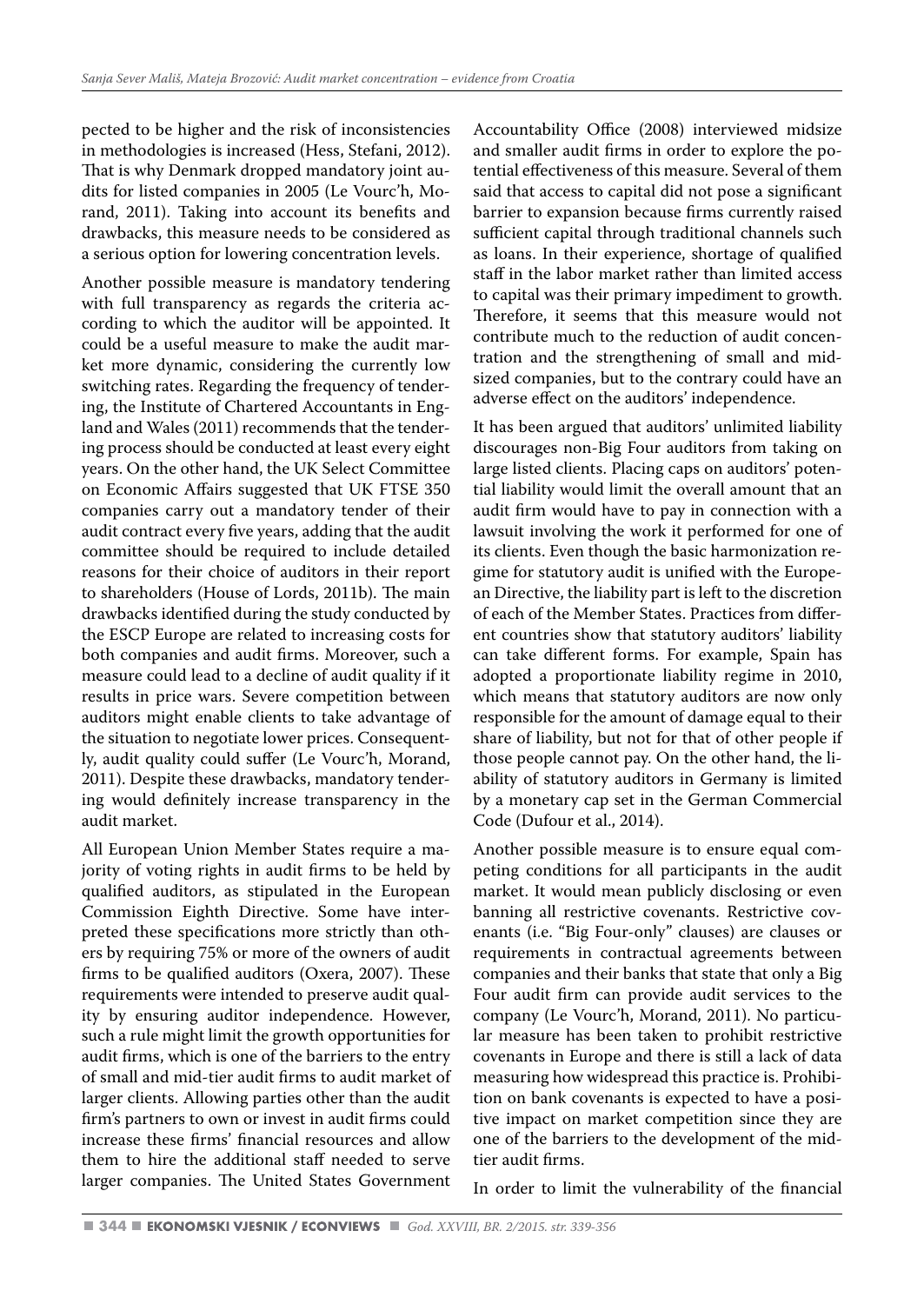pected to be higher and the risk of inconsistencies in methodologies is increased (Hess, Stefani, 2012). That is why Denmark dropped mandatory joint audits for listed companies in 2005 (Le Vourc'h, Morand, 2011). Taking into account its benefits and drawbacks, this measure needs to be considered as a serious option for lowering concentration levels.

Another possible measure is mandatory tendering with full transparency as regards the criteria according to which the auditor will be appointed. It could be a useful measure to make the audit market more dynamic, considering the currently low switching rates. Regarding the frequency of tendering, the Institute of Chartered Accountants in England and Wales (2011) recommends that the tendering process should be conducted at least every eight years. On the other hand, the UK Select Committee on Economic Affairs suggested that UK FTSE 350 companies carry out a mandatory tender of their audit contract every five years, adding that the audit committee should be required to include detailed reasons for their choice of auditors in their report to shareholders (House of Lords, 2011b). The main drawbacks identified during the study conducted by the ESCP Europe are related to increasing costs for both companies and audit firms. Moreover, such a measure could lead to a decline of audit quality if it results in price wars. Severe competition between auditors might enable clients to take advantage of the situation to negotiate lower prices. Consequently, audit quality could suffer (Le Vourc'h, Morand, 2011). Despite these drawbacks, mandatory tendering would definitely increase transparency in the audit market.

All European Union Member States require a majority of voting rights in audit firms to be held by qualified auditors, as stipulated in the European Commission Eighth Directive. Some have interpreted these specifications more strictly than others by requiring 75% or more of the owners of audit firms to be qualified auditors (Oxera, 2007). These requirements were intended to preserve audit quality by ensuring auditor independence. However, such a rule might limit the growth opportunities for audit firms, which is one of the barriers to the entry of small and mid-tier audit firms to audit market of larger clients. Allowing parties other than the audit firm's partners to own or invest in audit firms could increase these firms' financial resources and allow them to hire the additional staff needed to serve larger companies. The United States Government Accountability Office (2008) interviewed midsize and smaller audit firms in order to explore the potential effectiveness of this measure. Several of them said that access to capital did not pose a significant barrier to expansion because firms currently raised sufficient capital through traditional channels such as loans. In their experience, shortage of qualified staff in the labor market rather than limited access to capital was their primary impediment to growth. Therefore, it seems that this measure would not contribute much to the reduction of audit concentration and the strengthening of small and midsized companies, but to the contrary could have an adverse effect on the auditors' independence.

It has been argued that auditors' unlimited liability discourages non-Big Four auditors from taking on large listed clients. Placing caps on auditors' potential liability would limit the overall amount that an audit firm would have to pay in connection with a lawsuit involving the work it performed for one of its clients. Even though the basic harmonization regime for statutory audit is unified with the European Directive, the liability part is left to the discretion of each of the Member States. Practices from different countries show that statutory auditors' liability can take different forms. For example, Spain has adopted a proportionate liability regime in 2010, which means that statutory auditors are now only responsible for the amount of damage equal to their share of liability, but not for that of other people if those people cannot pay. On the other hand, the liability of statutory auditors in Germany is limited by a monetary cap set in the German Commercial Code (Dufour et al., 2014).

Another possible measure is to ensure equal competing conditions for all participants in the audit market. It would mean publicly disclosing or even banning all restrictive covenants. Restrictive covenants (i.e. "Big Four-only" clauses) are clauses or requirements in contractual agreements between companies and their banks that state that only a Big Four audit firm can provide audit services to the company (Le Vourc'h, Morand, 2011). No particular measure has been taken to prohibit restrictive covenants in Europe and there is still a lack of data measuring how widespread this practice is. Prohibition on bank covenants is expected to have a positive impact on market competition since they are one of the barriers to the development of the mid-tier audit firms.

In order to limit the vulnerability of the financial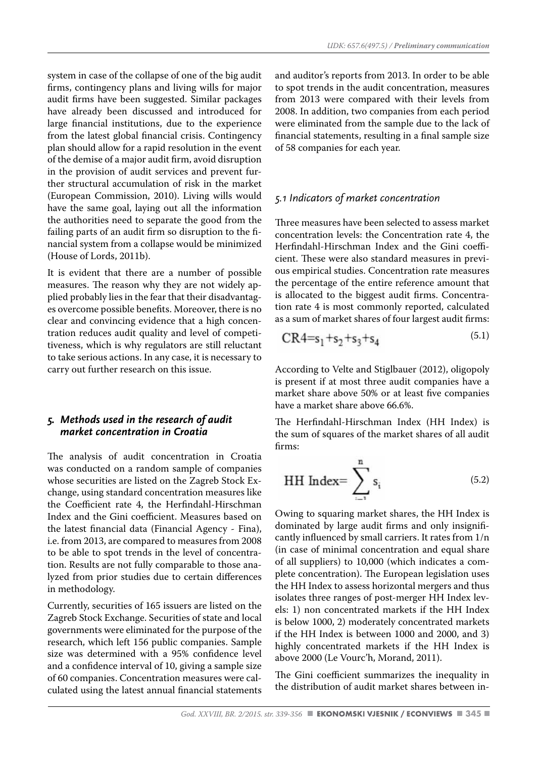system in case of the collapse of one of the big audit firms, contingency plans and living wills for major audit firms have been suggested. Similar packages have already been discussed and introduced for large financial institutions, due to the experience from the latest global financial crisis. Contingency plan should allow for a rapid resolution in the event of the demise of a major audit firm, avoid disruption in the provision of audit services and prevent further structural accumulation of risk in the market (European Commission, 2010). Living wills would have the same goal, laying out all the information the authorities need to separate the good from the failing parts of an audit firm so disruption to the financial system from a collapse would be minimized (House of Lords, 2011b).

It is evident that there are a number of possible measures. The reason why they are not widely applied probably lies in the fear that their disadvantages overcome possible benefits. Moreover, there is no clear and convincing evidence that a high concentration reduces audit quality and level of competitiveness, which is why regulators are still reluctant to take serious actions. In any case, it is necessary to carry out further research on this issue.

## 5. Methods used in the research of audit market concentration in Croatia

The analysis of audit concentration in Croatia was conducted on a random sample of companies whose securities are listed on the Zagreb Stock Exchange, using standard concentration measures like the Coefficient rate 4, the Herfindahl-Hirschman Index and the Gini coefficient. Measures based on the latest financial data (Financial Agency - Fina), i.e. from 2013, are compared to measures from 2008 to be able to spot trends in the level of concentration. Results are not fully comparable to those analyzed from prior studies due to certain differences in methodology.

Currently, securities of 165 issuers are listed on the Zagreb Stock Exchange. Securities of state and local governments were eliminated for the purpose of the research, which left 156 public companies. Sample size was determined with a 95% confidence level and a confidence interval of 10, giving a sample size of 60 companies. Concentration measures were calculated using the latest annual financial statements and auditor's reports from 2013. In order to be able to spot trends in the audit concentration, measures from 2013 were compared with their levels from 2008. In addition, two companies from each period were eliminated from the sample due to the lack of financial statements, resulting in a final sample size of 58 companies for each year.

### 5.1 Indicators of market concentration

Three measures have been selected to assess market concentration levels: the Concentration rate 4, the Herfindahl-Hirschman Index and the Gini coefficient. These were also standard measures in previous empirical studies. Concentration rate measures the percentage of the entire reference amount that is allocated to the biggest audit firms. Concentration rate 4 is most commonly reported, calculated as a sum of market shares of four largest audit firms:

$$CR4 = s_1 + s_2 + s_3 + s_4 \tag{5.1}$$

According to Velte and Stiglbauer (2012), oligopoly is present if at most three audit companies have a market share above 50% or at least five companies have a market share above 66.6%.

The Herfindahl-Hirschman Index (HH Index) is the sum of squares of the market shares of all audit firms:

$$\text{HH Index} = \sum_{i=1}^{n} s_i \tag{5.2}$$

Owing to squaring market shares, the HH Index is dominated by large audit firms and only insignificantly influenced by small carriers. It rates from 1/n (in case of minimal concentration and equal share of all suppliers) to 10,000 (which indicates a complete concentration). The European legislation uses the HH Index to assess horizontal mergers and thus isolates three ranges of post-merger HH Index levels: 1) non concentrated markets if the HH Index is below 1000, 2) moderately concentrated markets if the HH Index is between 1000 and 2000, and 3) highly concentrated markets if the HH Index is above 2000 (Le Vourc'h, Morand, 2011).

The Gini coefficient summarizes the inequality in the distribution of audit market shares between in-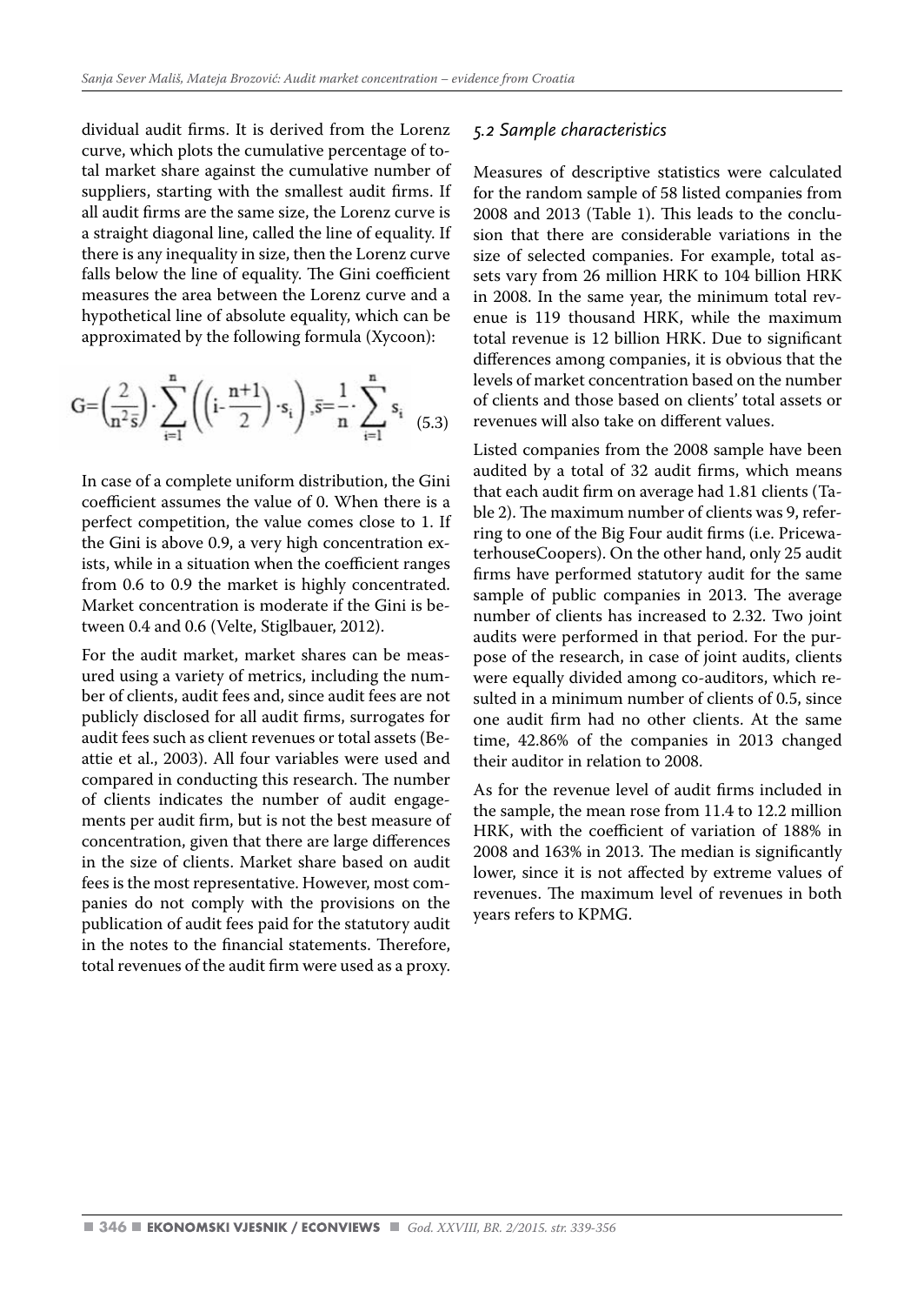dividual audit firms. It is derived from the Lorenz curve, which plots the cumulative percentage of total market share against the cumulative number of suppliers, starting with the smallest audit firms. If all audit firms are the same size, the Lorenz curve is a straight diagonal line, called the line of equality. If there is any inequality in size, then the Lorenz curve falls below the line of equality. The Gini coefficient measures the area between the Lorenz curve and a hypothetical line of absolute equality, which can be approximated by the following formula (Xycoon):

$$G=\left(\frac{2}{n^2\bar{s}}\right)\cdot\sum_{i=1}^{n}\left(\left(i-\frac{n+1}{2}\right)\cdot s_i\right),\bar{s}=\frac{1}{n}\cdot\sum_{i=1}^{n}s_i \quad (5.3)$$

In case of a complete uniform distribution, the Gini coefficient assumes the value of 0. When there is a perfect competition, the value comes close to 1. If the Gini is above 0.9, a very high concentration exists, while in a situation when the coefficient ranges from 0.6 to 0.9 the market is highly concentrated. Market concentration is moderate if the Gini is between 0.4 and 0.6 (Velte, Stiglbauer, 2012).

For the audit market, market shares can be measured using a variety of metrics, including the number of clients, audit fees and, since audit fees are not publicly disclosed for all audit firms, surrogates for audit fees such as client revenues or total assets (Beattie et al., 2003). All four variables were used and compared in conducting this research. The number of clients indicates the number of audit engagements per audit firm, but is not the best measure of concentration, given that there are large differences in the size of clients. Market share based on audit fees is the most representative. However, most companies do not comply with the provisions on the publication of audit fees paid for the statutory audit in the notes to the financial statements. Therefore, total revenues of the audit firm were used as a proxy.

### *5.2 Sample characteristics*

Measures of descriptive statistics were calculated for the random sample of 58 listed companies from 2008 and 2013 (Table 1). This leads to the conclusion that there are considerable variations in the size of selected companies. For example, total assets vary from 26 million HRK to 104 billion HRK in 2008. In the same year, the minimum total revenue is 119 thousand HRK, while the maximum total revenue is 12 billion HRK. Due to significant differences among companies, it is obvious that the levels of market concentration based on the number of clients and those based on clients' total assets or revenues will also take on different values.

Listed companies from the 2008 sample have been audited by a total of 32 audit firms, which means that each audit firm on average had 1.81 clients (Table 2). The maximum number of clients was 9, referring to one of the Big Four audit firms (i.e. PricewaterhouseCoopers). On the other hand, only 25 audit firms have performed statutory audit for the same sample of public companies in 2013. The average number of clients has increased to 2.32. Two joint audits were performed in that period. For the purpose of the research, in case of joint audits, clients were equally divided among co-auditors, which resulted in a minimum number of clients of 0.5, since one audit firm had no other clients. At the same time, 42.86% of the companies in 2013 changed their auditor in relation to 2008.

As for the revenue level of audit firms included in the sample, the mean rose from 11.4 to 12.2 million HRK, with the coefficient of variation of 188% in 2008 and 163% in 2013. The median is significantly lower, since it is not affected by extreme values of revenues. The maximum level of revenues in both years refers to KPMG.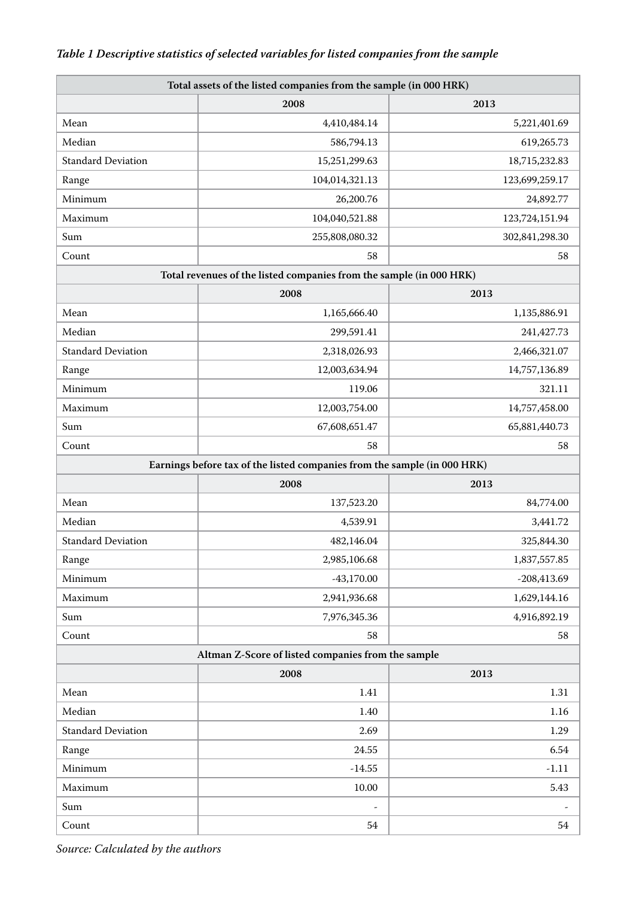*Table 1 Descriptive statistics of selected variables for listed companies from the sample*

| Total assets of the listed companies from the sample (in 000 HRK) | | |
|---|---|---|
| | 2008 | 2013 |
| Mean | 4,410,484.14 | 5,221,401.69 |
| Median | 586,794.13 | 619,265.73 |
| Standard Deviation | 15,251,299.63 | 18,715,232.83 |
| Range | 104,014,321.13 | 123,699,259.17 |
| Minimum | 26,200.76 | 24,892.77 |
| Maximum | 104,040,521.88 | 123,724,151.94 |
| Sum | 255,808,080.32 | 302,841,298.30 |
| Count | 58 | 58 |
| **Total revenues of the listed companies from the sample (in 000 HRK)** | | |
| | 2008 | 2013 |
| Mean | 1,165,666.40 | 1,135,886.91 |
| Median | 299,591.41 | 241,427.73 |
| Standard Deviation | 2,318,026.93 | 2,466,321.07 |
| Range | 12,003,634.94 | 14,757,136.89 |
| Minimum | 119.06 | 321.11 |
| Maximum | 12,003,754.00 | 14,757,458.00 |
| Sum | 67,608,651.47 | 65,881,440.73 |
| Count | 58 | 58 |
| **Earnings before tax of the listed companies from the sample (in 000 HRK)** | | |
| | 2008 | 2013 |
| Mean | 137,523.20 | 84,774.00 |
| Median | 4,539.91 | 3,441.72 |
| Standard Deviation | 482,146.04 | 325,844.30 |
| Range | 2,985,106.68 | 1,837,557.85 |
| Minimum | -43,170.00 | -208,413.69 |
| Maximum | 2,941,936.68 | 1,629,144.16 |
| Sum | 7,976,345.36 | 4,916,892.19 |
| Count | 58 | 58 |
| **Altman Z-Score of listed companies from the sample** | | |
| | 2008 | 2013 |
| Mean | 1.41 | 1.31 |
| Median | 1.40 | 1.16 |
| Standard Deviation | 2.69 | 1.29 |
| Range | 24.55 | 6.54 |
| Minimum | -14.55 | -1.11 |
| Maximum | 10.00 | 5.43 |
| Sum | - | - |
| Count | 54 | 54 |

*Source: Calculated by the authors*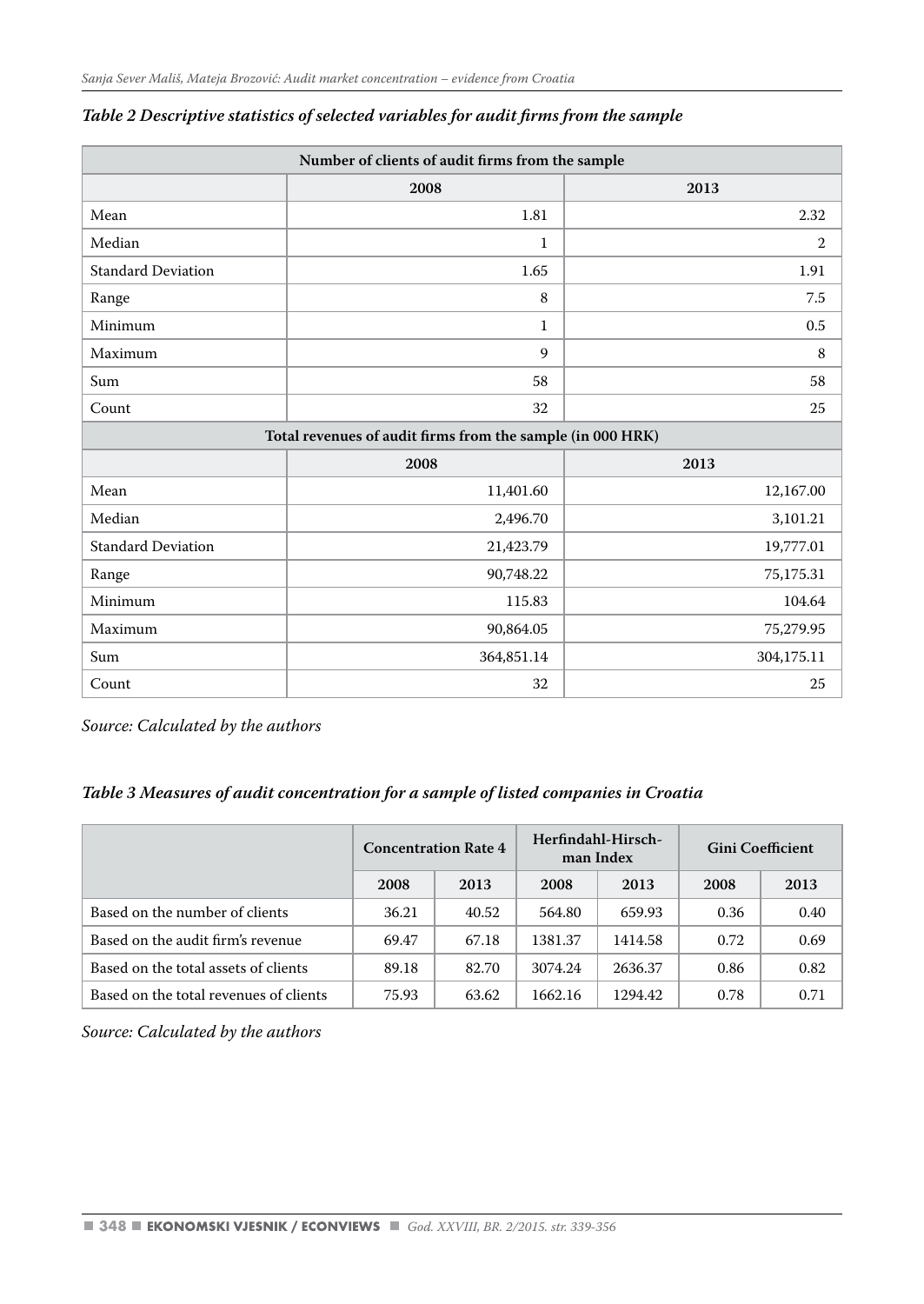*Table 2 Descriptive statistics of selected variables for audit firms from the sample*

| Number of clients of audit firms from the sample | | |
|---|---|---|
| | 2008 | 2013 |
| Mean | 1.81 | 2.32 |
| Median | 1 | 2 |
| Standard Deviation | 1.65 | 1.91 |
| Range | 8 | 7.5 |
| Minimum | 1 | 0.5 |
| Maximum | 9 | 8 |
| Sum | 58 | 58 |
| Count | 32 | 25 |
| **Total revenues of audit firms from the sample (in 000 HRK)** | | |
| | 2008 | 2013 |
| Mean | 11,401.60 | 12,167.00 |
| Median | 2,496.70 | 3,101.21 |
| Standard Deviation | 21,423.79 | 19,777.01 |
| Range | 90,748.22 | 75,175.31 |
| Minimum | 115.83 | 104.64 |
| Maximum | 90,864.05 | 75,279.95 |
| Sum | 364,851.14 | 304,175.11 |
| Count | 32 | 25 |

*Source: Calculated by the authors*

*Table 3 Measures of audit concentration for a sample of listed companies in Croatia*

| | Concentration Rate 4 | | Herfindahl-Hirschman Index | | Gini Coefficient | |
|---|---|---|---|---|---|---|
| | 2008 | 2013 | 2008 | 2013 | 2008 | 2013 |
| Based on the number of clients | 36.21 | 40.52 | 564.80 | 659.93 | 0.36 | 0.40 |
| Based on the audit firm's revenue | 69.47 | 67.18 | 1381.37 | 1414.58 | 0.72 | 0.69 |
| Based on the total assets of clients | 89.18 | 82.70 | 3074.24 | 2636.37 | 0.86 | 0.82 |
| Based on the total revenues of clients | 75.93 | 63.62 | 1662.16 | 1294.42 | 0.78 | 0.71 |

*Source: Calculated by the authors*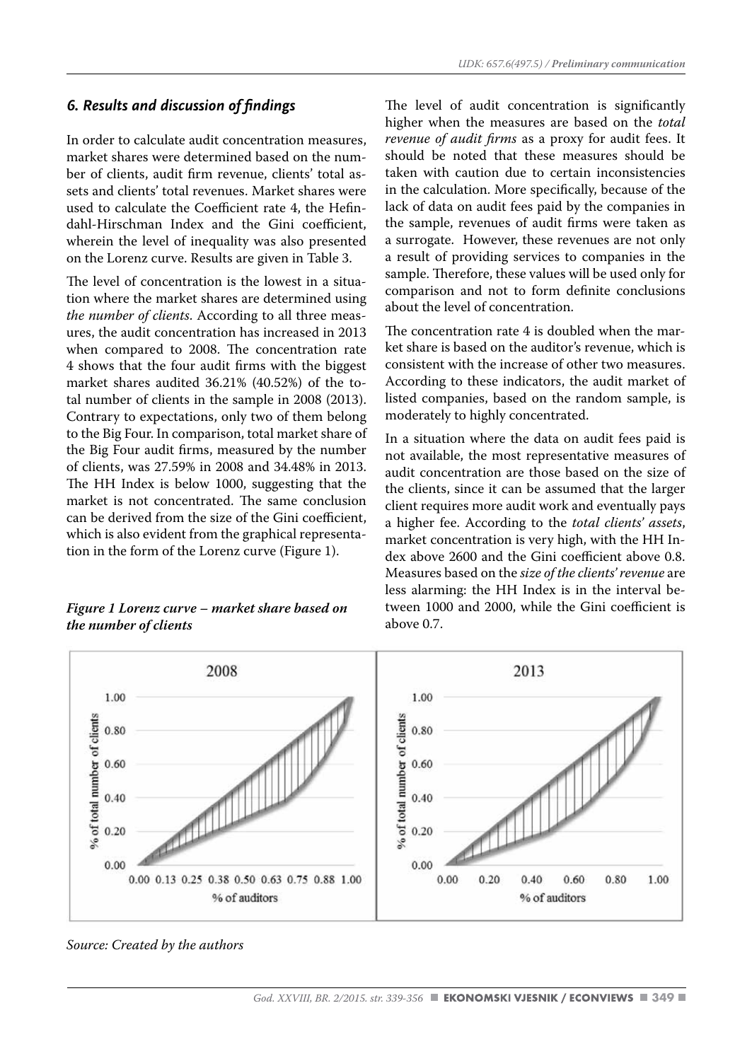## *6. Results and discussion of findings*

In order to calculate audit concentration measures, market shares were determined based on the number of clients, audit firm revenue, clients' total assets and clients' total revenues. Market shares were used to calculate the Coefficient rate 4, the Hefindahl-Hirschman Index and the Gini coefficient, wherein the level of inequality was also presented on the Lorenz curve. Results are given in Table 3.

The level of concentration is the lowest in a situation where the market shares are determined using *the number of clients*. According to all three measures, the audit concentration has increased in 2013 when compared to 2008. The concentration rate 4 shows that the four audit firms with the biggest market shares audited 36.21% (40.52%) of the total number of clients in the sample in 2008 (2013). Contrary to expectations, only two of them belong to the Big Four. In comparison, total market share of the Big Four audit firms, measured by the number of clients, was 27.59% in 2008 and 34.48% in 2013. The HH Index is below 1000, suggesting that the market is not concentrated. The same conclusion can be derived from the size of the Gini coefficient, which is also evident from the graphical representation in the form of the Lorenz curve (Figure 1).

***Figure 1 Lorenz curve – market share based on the number of clients***

*Source: Created by the authors*

The level of audit concentration is significantly higher when the measures are based on the *total revenue of audit firms* as a proxy for audit fees. It should be noted that these measures should be taken with caution due to certain inconsistencies in the calculation. More specifically, because of the lack of data on audit fees paid by the companies in the sample, revenues of audit firms were taken as a surrogate. However, these revenues are not only a result of providing services to companies in the sample. Therefore, these values will be used only for comparison and not to form definite conclusions about the level of concentration.

The concentration rate 4 is doubled when the market share is based on the auditor's revenue, which is consistent with the increase of other two measures. According to these indicators, the audit market of listed companies, based on the random sample, is moderately to highly concentrated.

In a situation where the data on audit fees paid is not available, the most representative measures of audit concentration are those based on the size of the clients, since it can be assumed that the larger client requires more audit work and eventually pays a higher fee. According to the *total clients' assets*, market concentration is very high, with the HH Index above 2600 and the Gini coefficient above 0.8. Measures based on the *size of the clients' revenue* are less alarming: the HH Index is in the interval between 1000 and 2000, while the Gini coefficient is above 0.7.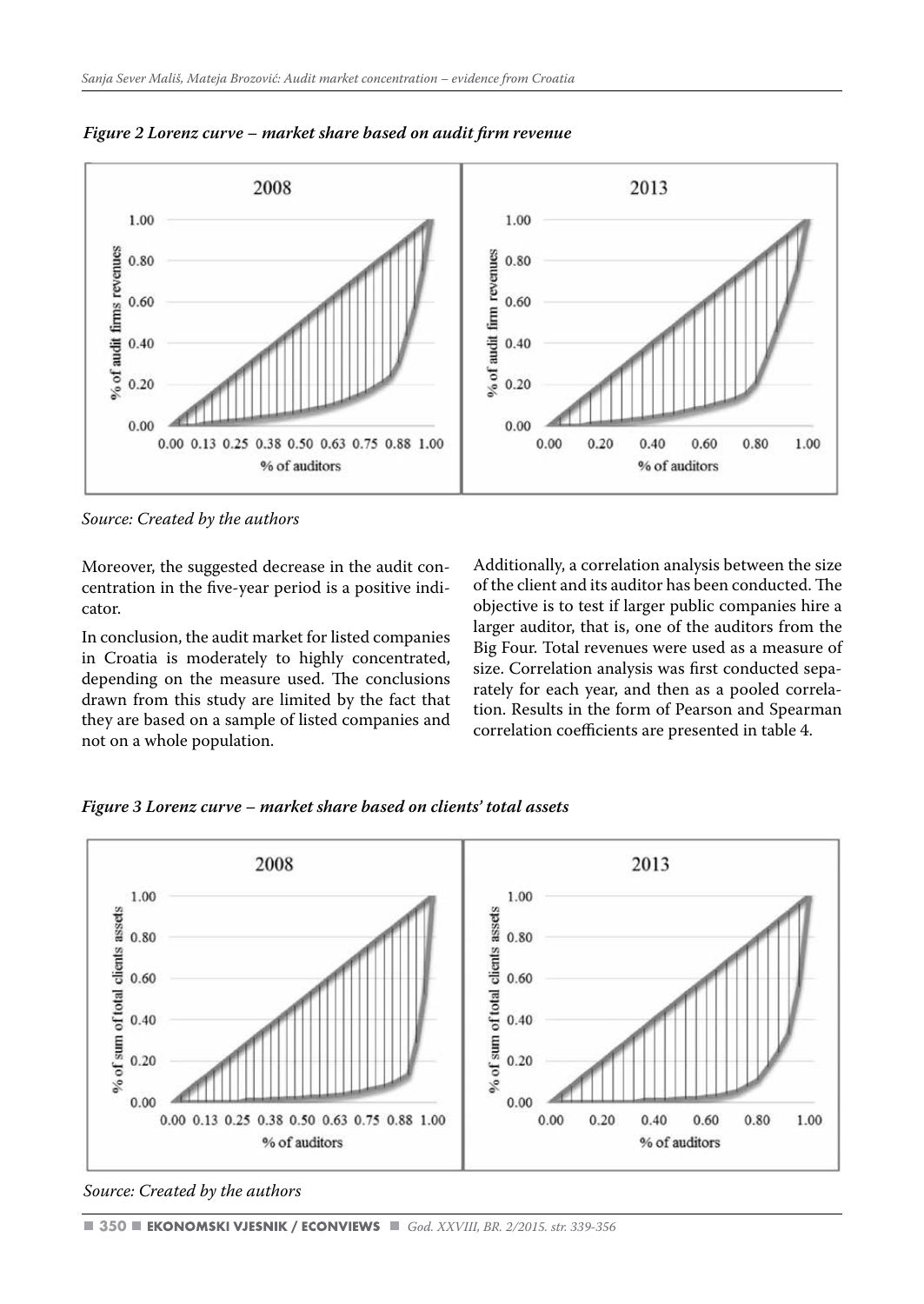*Figure 2 Lorenz curve – market share based on audit firm revenue*

*Source: Created by the authors*

Moreover, the suggested decrease in the audit concentration in the five-year period is a positive indicator.

In conclusion, the audit market for listed companies in Croatia is moderately to highly concentrated, depending on the measure used. The conclusions drawn from this study are limited by the fact that they are based on a sample of listed companies and not on a whole population.

Additionally, a correlation analysis between the size of the client and its auditor has been conducted. The objective is to test if larger public companies hire a larger auditor, that is, one of the auditors from the Big Four. Total revenues were used as a measure of size. Correlation analysis was first conducted separately for each year, and then as a pooled correlation. Results in the form of Pearson and Spearman correlation coefficients are presented in table 4.

*Figure 3 Lorenz curve – market share based on clients' total assets*

*Source: Created by the authors*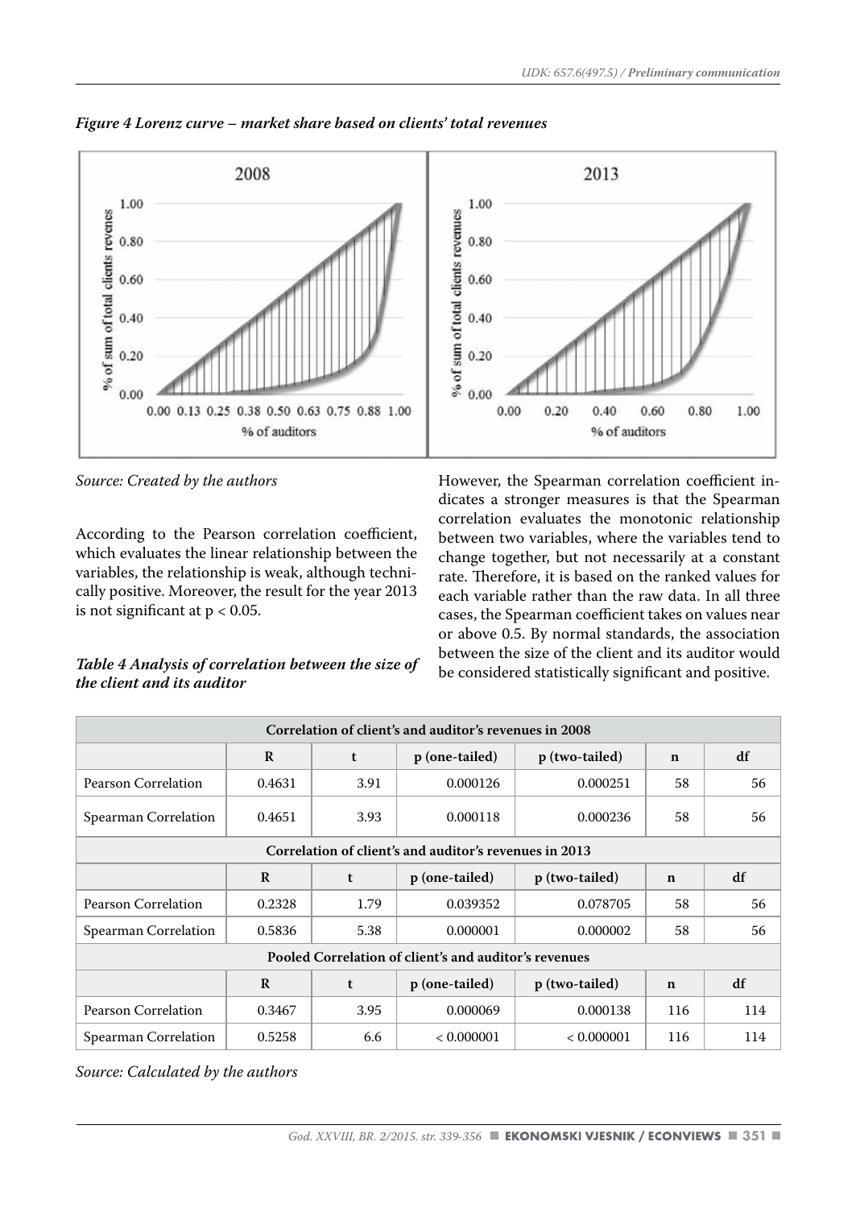***Figure 4 Lorenz curve – market share based on clients' total revenues***

*Source: Created by the authors*

According to the Pearson correlation coefficient, which evaluates the linear relationship between the variables, the relationship is weak, although technically positive. Moreover, the result for the year 2013 is not significant at $p < 0.05$.

***Table 4 Analysis of correlation between the size of the client and its auditor***

However, the Spearman correlation coefficient indicates a stronger measures is that the Spearman correlation evaluates the monotonic relationship between two variables, where the variables tend to change together, but not necessarily at a constant rate. Therefore, it is based on the ranked values for each variable rather than the raw data. In all three cases, the Spearman coefficient takes on values near or above 0.5. By normal standards, the association between the size of the client and its auditor would be considered statistically significant and positive.

| Correlation of client's and auditor's revenues in 2008 | | | | | | |
|---|---|---|---|---|---|---|
| | **R** | **t** | **p (one-tailed)** | **p (two-tailed)** | **n** | **df** |
| Pearson Correlation | 0.4631 | 3.91 | 0.000126 | 0.000251 | 58 | 56 |
| Spearman Correlation | 0.4651 | 3.93 | 0.000118 | 0.000236 | 58 | 56 |
| **Correlation of client's and auditor's revenues in 2013** | | | | | | |
| | **R** | **t** | **p (one-tailed)** | **p (two-tailed)** | **n** | **df** |
| Pearson Correlation | 0.2328 | 1.79 | 0.039352 | 0.078705 | 58 | 56 |
| Spearman Correlation | 0.5836 | 5.38 | 0.000001 | 0.000002 | 58 | 56 |
| **Pooled Correlation of client's and auditor's revenues** | | | | | | |
| | **R** | **t** | **p (one-tailed)** | **p (two-tailed)** | **n** | **df** |
| Pearson Correlation | 0.3467 | 3.95 | 0.000069 | 0.000138 | 116 | 114 |
| Spearman Correlation | 0.5258 | 6.6 | < 0.000001 | < 0.000001 | 116 | 114 |

*Source: Calculated by the authors*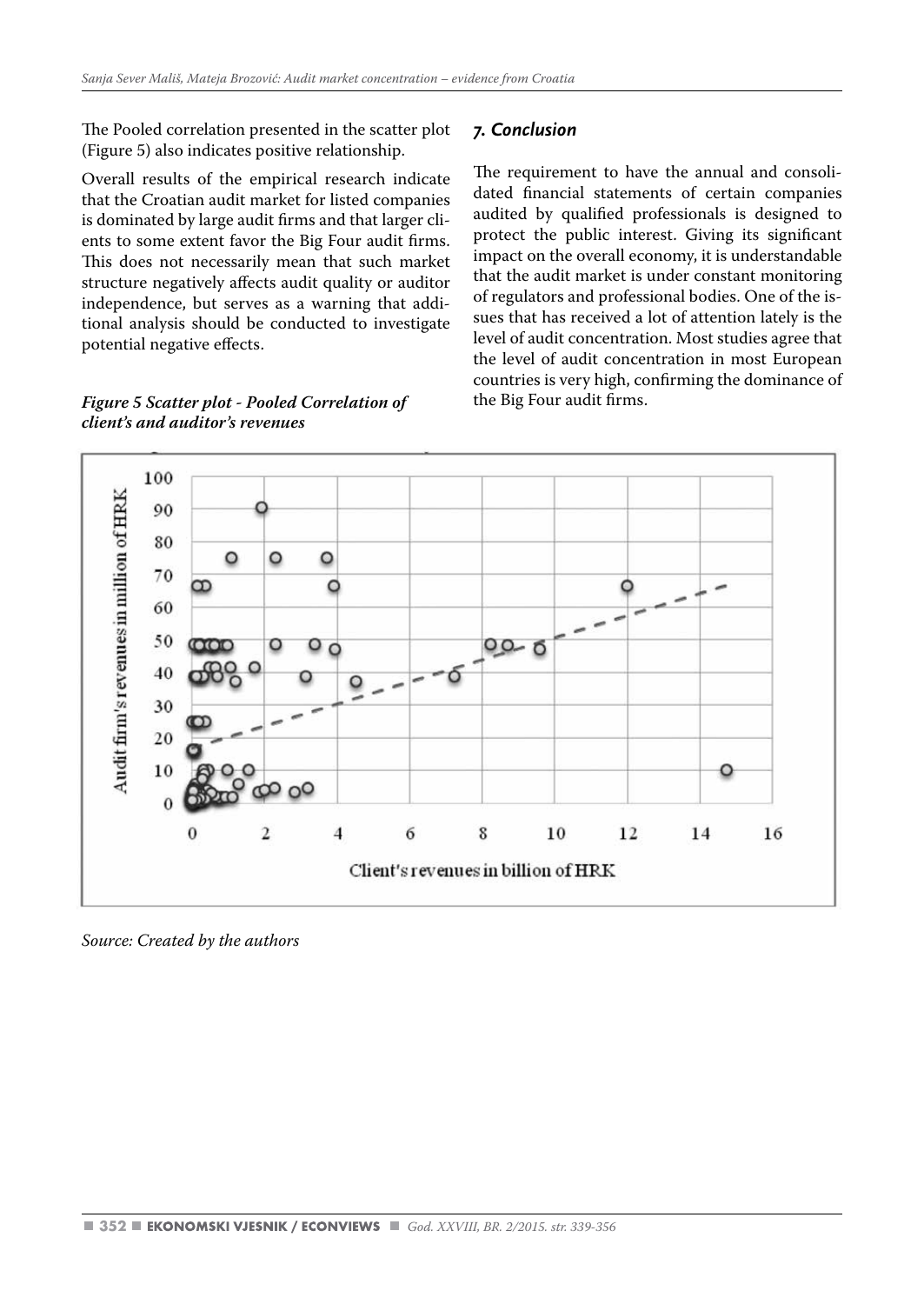The Pooled correlation presented in the scatter plot (Figure 5) also indicates positive relationship.

Overall results of the empirical research indicate that the Croatian audit market for listed companies is dominated by large audit firms and that larger clients to some extent favor the Big Four audit firms. This does not necessarily mean that such market structure negatively affects audit quality or auditor independence, but serves as a warning that additional analysis should be conducted to investigate potential negative effects.

***Figure 5 Scatter plot - Pooled Correlation of client's and auditor's revenues***

*Source: Created by the authors*

## *7. Conclusion*

The requirement to have the annual and consolidated financial statements of certain companies audited by qualified professionals is designed to protect the public interest. Giving its significant impact on the overall economy, it is understandable that the audit market is under constant monitoring of regulators and professional bodies. One of the issues that has received a lot of attention lately is the level of audit concentration. Most studies agree that the level of audit concentration in most European countries is very high, confirming the dominance of the Big Four audit firms.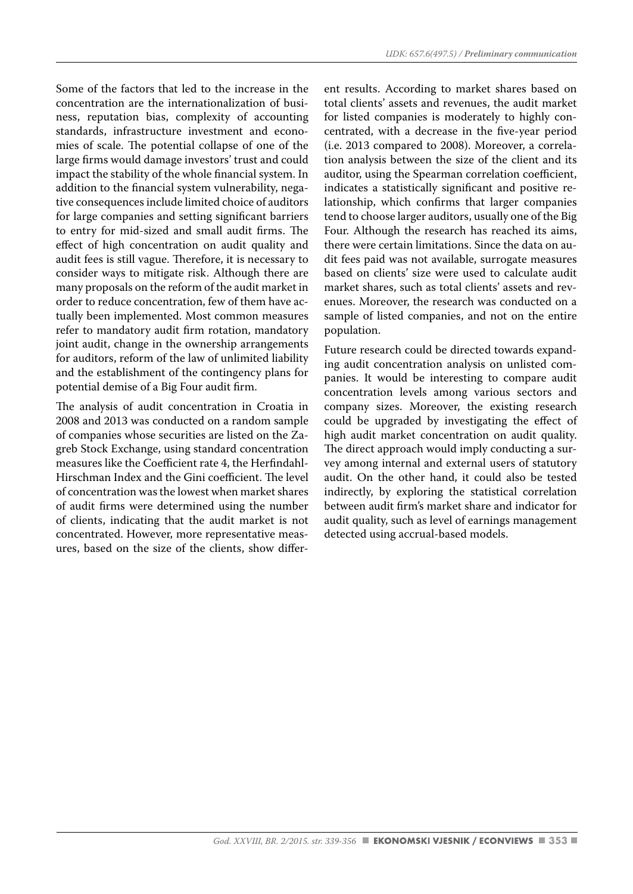Some of the factors that led to the increase in the concentration are the internationalization of business, reputation bias, complexity of accounting standards, infrastructure investment and economies of scale. The potential collapse of one of the large firms would damage investors' trust and could impact the stability of the whole financial system. In addition to the financial system vulnerability, negative consequences include limited choice of auditors for large companies and setting significant barriers to entry for mid-sized and small audit firms. The effect of high concentration on audit quality and audit fees is still vague. Therefore, it is necessary to consider ways to mitigate risk. Although there are many proposals on the reform of the audit market in order to reduce concentration, few of them have actually been implemented. Most common measures refer to mandatory audit firm rotation, mandatory joint audit, change in the ownership arrangements for auditors, reform of the law of unlimited liability and the establishment of the contingency plans for potential demise of a Big Four audit firm.

The analysis of audit concentration in Croatia in 2008 and 2013 was conducted on a random sample of companies whose securities are listed on the Zagreb Stock Exchange, using standard concentration measures like the Coefficient rate 4, the Herfindahl-Hirschman Index and the Gini coefficient. The level of concentration was the lowest when market shares of audit firms were determined using the number of clients, indicating that the audit market is not concentrated. However, more representative measures, based on the size of the clients, show different results. According to market shares based on total clients' assets and revenues, the audit market for listed companies is moderately to highly concentrated, with a decrease in the five-year period (i.e. 2013 compared to 2008). Moreover, a correlation analysis between the size of the client and its auditor, using the Spearman correlation coefficient, indicates a statistically significant and positive relationship, which confirms that larger companies tend to choose larger auditors, usually one of the Big Four. Although the research has reached its aims, there were certain limitations. Since the data on audit fees paid was not available, surrogate measures based on clients' size were used to calculate audit market shares, such as total clients' assets and revenues. Moreover, the research was conducted on a sample of listed companies, and not on the entire population.

Future research could be directed towards expanding audit concentration analysis on unlisted companies. It would be interesting to compare audit concentration levels among various sectors and company sizes. Moreover, the existing research could be upgraded by investigating the effect of high audit market concentration on audit quality. The direct approach would imply conducting a survey among internal and external users of statutory audit. On the other hand, it could also be tested indirectly, by exploring the statistical correlation between audit firm's market share and indicator for audit quality, such as level of earnings management detected using accrual-based models.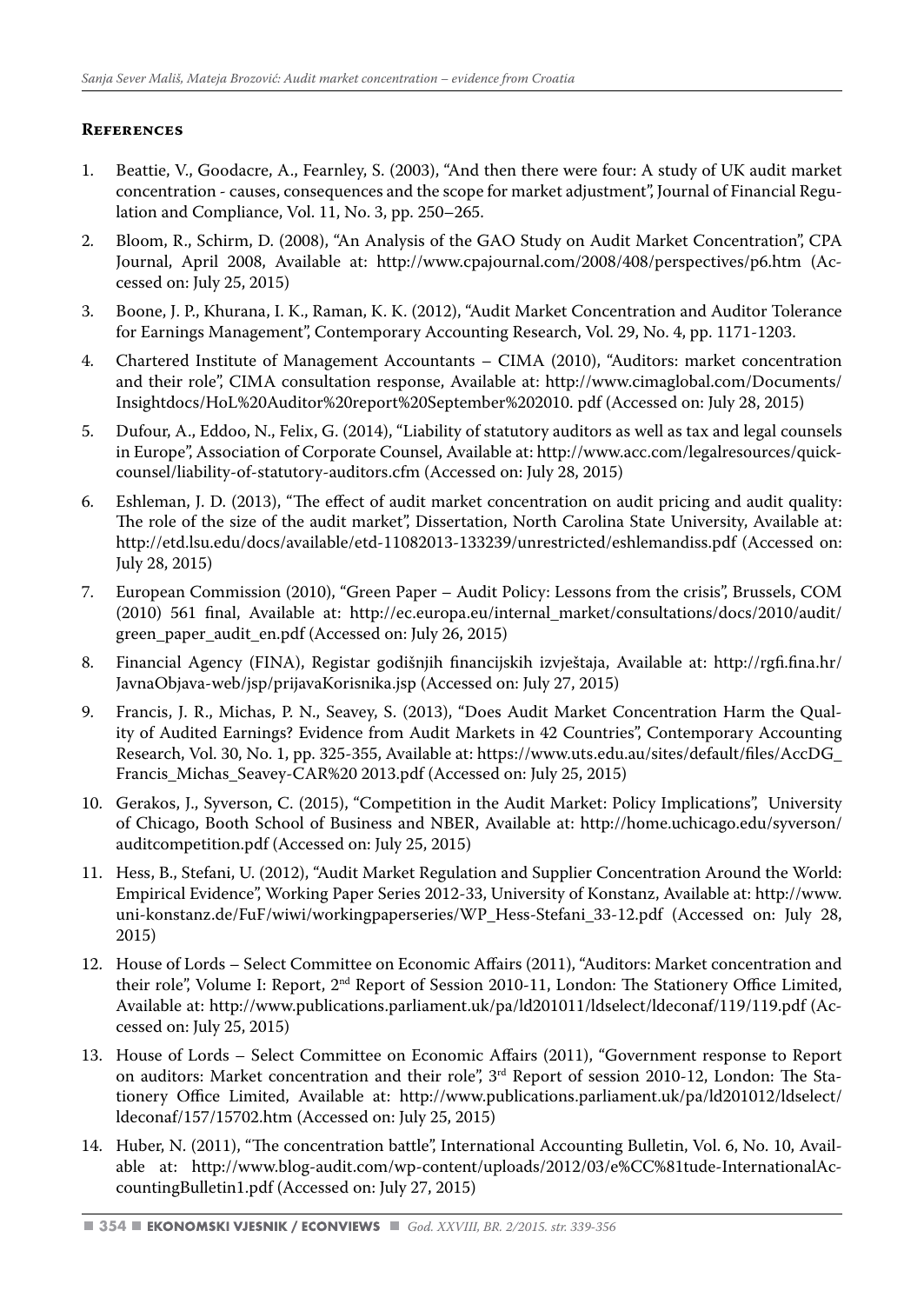## References

1. Beattie, V., Goodacre, A., Fearnley, S. (2003), "And then there were four: A study of UK audit market concentration - causes, consequences and the scope for market adjustment", Journal of Financial Regulation and Compliance, Vol. 11, No. 3, pp. 250–265.
2. Bloom, R., Schirm, D. (2008), "An Analysis of the GAO Study on Audit Market Concentration", CPA Journal, April 2008, Available at: http://www.cpajournal.com/2008/408/perspectives/p6.htm (Accessed on: July 25, 2015)
3. Boone, J. P., Khurana, I. K., Raman, K. K. (2012), "Audit Market Concentration and Auditor Tolerance for Earnings Management", Contemporary Accounting Research, Vol. 29, No. 4, pp. 1171-1203.
4. Chartered Institute of Management Accountants – CIMA (2010), "Auditors: market concentration and their role", CIMA consultation response, Available at: http://www.cimaglobal.com/Documents/Insightdocs/HoL%20Auditor%20report%20September%202010. pdf (Accessed on: July 28, 2015)
5. Dufour, A., Eddoo, N., Felix, G. (2014), "Liability of statutory auditors as well as tax and legal counsels in Europe", Association of Corporate Counsel, Available at: http://www.acc.com/legalresources/quickcounsel/liability-of-statutory-auditors.cfm (Accessed on: July 28, 2015)
6. Eshleman, J. D. (2013), "The effect of audit market concentration on audit pricing and audit quality: The role of the size of the audit market", Dissertation, North Carolina State University, Available at: http://etd.lsu.edu/docs/available/etd-11082013-133239/unrestricted/eshlemandiss.pdf (Accessed on: July 28, 2015)
7. European Commission (2010), "Green Paper – Audit Policy: Lessons from the crisis", Brussels, COM (2010) 561 final, Available at: http://ec.europa.eu/internal_market/consultations/docs/2010/audit/green_paper_audit_en.pdf (Accessed on: July 26, 2015)
8. Financial Agency (FINA), Registar godišnjih financijskih izvještaja, Available at: http://rgfi.fina.hr/JavnaObjava-web/jsp/prijavaKorisnika.jsp (Accessed on: July 27, 2015)
9. Francis, J. R., Michas, P. N., Seavey, S. (2013), "Does Audit Market Concentration Harm the Quality of Audited Earnings? Evidence from Audit Markets in 42 Countries", Contemporary Accounting Research, Vol. 30, No. 1, pp. 325-355, Available at: https://www.uts.edu.au/sites/default/files/AccDG_Francis_Michas_Seavey-CAR%20 2013.pdf (Accessed on: July 25, 2015)
10. Gerakos, J., Syverson, C. (2015), "Competition in the Audit Market: Policy Implications", University of Chicago, Booth School of Business and NBER, Available at: http://home.uchicago.edu/syverson/auditcompetition.pdf (Accessed on: July 25, 2015)
11. Hess, B., Stefani, U. (2012), "Audit Market Regulation and Supplier Concentration Around the World: Empirical Evidence", Working Paper Series 2012-33, University of Konstanz, Available at: http://www.uni-konstanz.de/FuF/wiwi/workingpaperseries/WP_Hess-Stefani_33-12.pdf (Accessed on: July 28, 2015)
12. House of Lords – Select Committee on Economic Affairs (2011), "Auditors: Market concentration and their role", Volume I: Report, 2nd Report of Session 2010-11, London: The Stationery Office Limited, Available at: http://www.publications.parliament.uk/pa/ld201011/ldselect/ldeconaf/119/119.pdf (Accessed on: July 25, 2015)
13. House of Lords – Select Committee on Economic Affairs (2011), "Government response to Report on auditors: Market concentration and their role", 3rd Report of session 2010-12, London: The Stationery Office Limited, Available at: http://www.publications.parliament.uk/pa/ld201012/ldselect/ldeconaf/157/15702.htm (Accessed on: July 25, 2015)
14. Huber, N. (2011), "The concentration battle", International Accounting Bulletin, Vol. 6, No. 10, Available at: http://www.blog-audit.com/wp-content/uploads/2012/03/e%CC%81tude-InternationalAccountingBulletin1.pdf (Accessed on: July 27, 2015)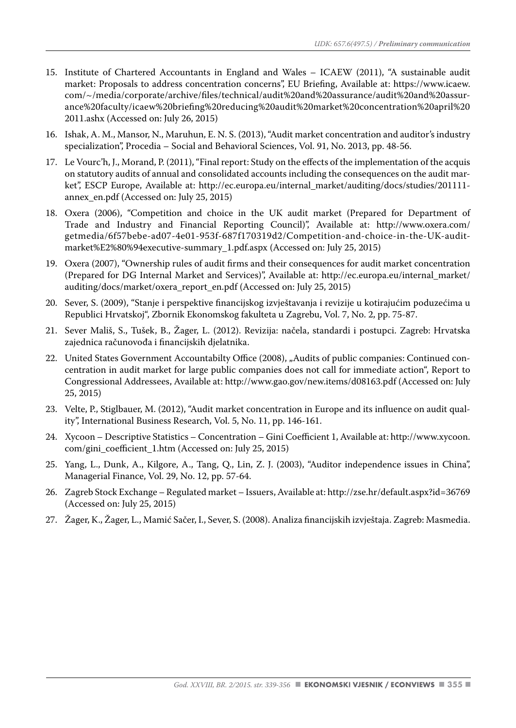15. Institute of Chartered Accountants in England and Wales – ICAEW (2011), "A sustainable audit market: Proposals to address concentration concerns", EU Briefing, Available at: https://www.icaew.com/~/media/corporate/archive/files/technical/audit%20and%20assurance/audit%20and%20assurance%20faculty/icaew%20briefing%20reducing%20audit%20market%20concentration%20april%202011.ashx (Accessed on: July 26, 2015)
16. Ishak, A. M., Mansor, N., Maruhun, E. N. S. (2013), "Audit market concentration and auditor's industry specialization", Procedia – Social and Behavioral Sciences, Vol. 91, No. 2013, pp. 48-56.
17. Le Vourc'h, J., Morand, P. (2011), "Final report: Study on the effects of the implementation of the acquis on statutory audits of annual and consolidated accounts including the consequences on the audit market", ESCP Europe, Available at: http://ec.europa.eu/internal_market/auditing/docs/studies/201111-annex_en.pdf (Accessed on: July 25, 2015)
18. Oxera (2006), "Competition and choice in the UK audit market (Prepared for Department of Trade and Industry and Financial Reporting Council)", Available at: http://www.oxera.com/getmedia/6f57bebe-ad07-4e01-953f-687f170319d2/Competition-and-choice-in-the-UK-audit-market%E2%80%94executive-summary_1.pdf.aspx (Accessed on: July 25, 2015)
19. Oxera (2007), "Ownership rules of audit firms and their consequences for audit market concentration (Prepared for DG Internal Market and Services)", Available at: http://ec.europa.eu/internal_market/auditing/docs/market/oxera_report_en.pdf (Accessed on: July 25, 2015)
20. Sever, S. (2009), "Stanje i perspektive financijskog izvještavanja i revizije u kotirajućim poduzećima u Republici Hrvatskoj", Zbornik Ekonomskog fakulteta u Zagrebu, Vol. 7, No. 2, pp. 75-87.
21. Sever Mališ, S., Tušek, B., Žager, L. (2012). Revizija: načela, standardi i postupci. Zagreb: Hrvatska zajednica računovođa i financijskih djelatnika.
22. United States Government Accountabilty Office (2008), „Audits of public companies: Continued concentration in audit market for large public companies does not call for immediate action", Report to Congressional Addressees, Available at: http://www.gao.gov/new.items/d08163.pdf (Accessed on: July 25, 2015)
23. Velte, P., Stiglbauer, M. (2012), "Audit market concentration in Europe and its influence on audit quality", International Business Research, Vol. 5, No. 11, pp. 146-161.
24. Xycoon – Descriptive Statistics – Concentration – Gini Coefficient 1, Available at: http://www.xycoon.com/gini_coefficient_1.htm (Accessed on: July 25, 2015)
25. Yang, L., Dunk, A., Kilgore, A., Tang, Q., Lin, Z. J. (2003), "Auditor independence issues in China", Managerial Finance, Vol. 29, No. 12, pp. 57-64.
26. Zagreb Stock Exchange – Regulated market – Issuers, Available at: http://zse.hr/default.aspx?id=36769 (Accessed on: July 25, 2015)
27. Žager, K., Žager, L., Mamić Sačer, I., Sever, S. (2008). Analiza financijskih izvještaja. Zagreb: Masmedia.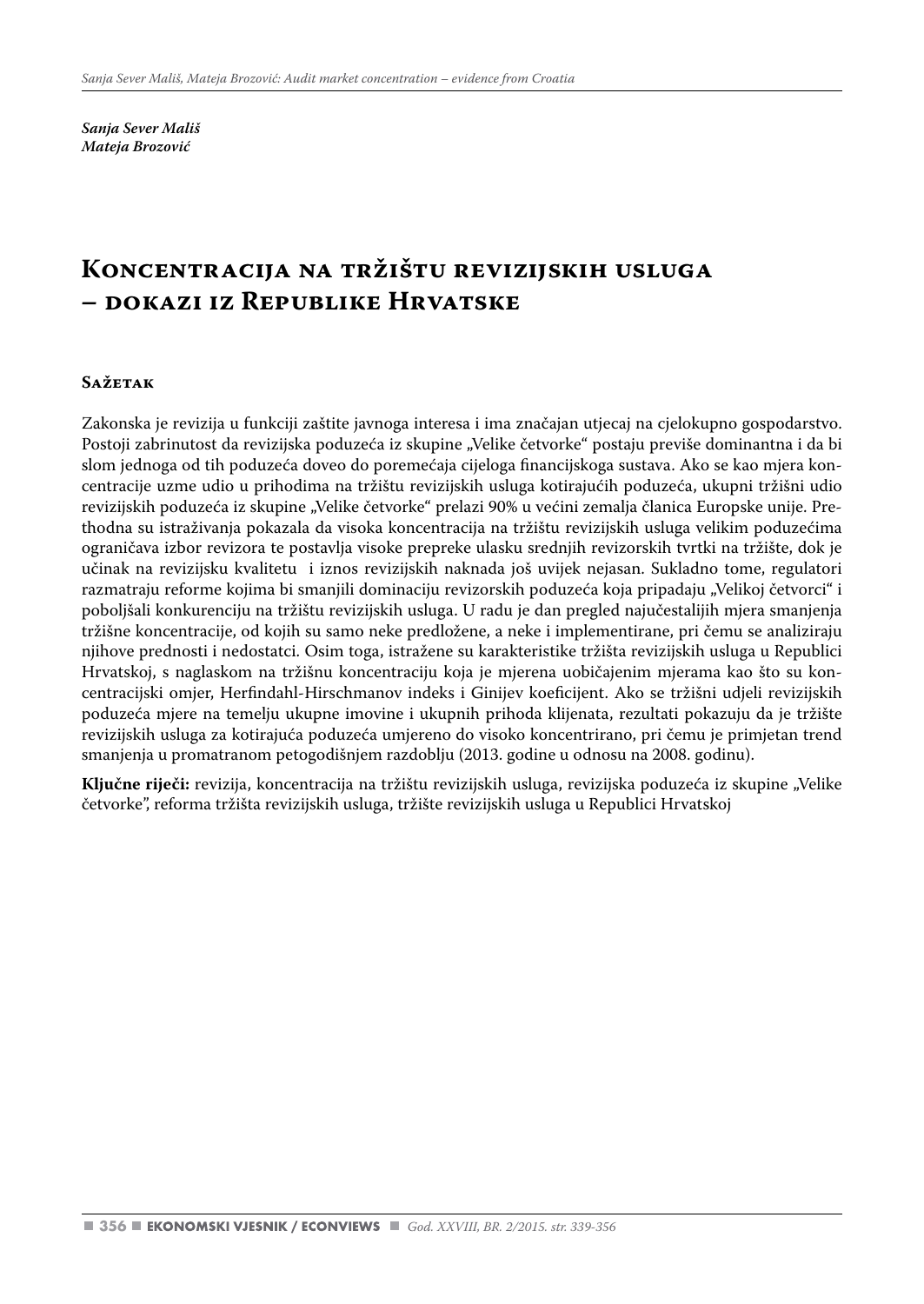*Sanja Sever Mališ*
*Mateja Brozović*

# Koncentracija na tržištu revizijskih usluga – dokazi iz Republike Hrvatske

## Sažetak

Zakonska je revizija u funkciji zaštite javnoga interesa i ima značajan utjecaj na cjelokupno gospodarstvo. Postoji zabrinutost da revizijska poduzeća iz skupine „Velike četvorke" postaju previše dominantna i da bi slom jednoga od tih poduzeća doveo do poremećaja cijeloga financijskoga sustava. Ako se kao mjera koncentracije uzme udio u prihodima na tržištu revizijskih usluga kotirajućih poduzeća, ukupni tržišni udio revizijskih poduzeća iz skupine „Velike četvorke" prelazi 90% u većini zemalja članica Europske unije. Prethodna su istraživanja pokazala da visoka koncentracija na tržištu revizijskih usluga velikim poduzećima ograničava izbor revizora te postavlja visoke prepreke ulasku srednjih revizorskih tvrtki na tržište, dok je učinak na revizijsku kvalitetu i iznos revizijskih naknada još uvijek nejasan. Sukladno tome, regulatori razmatraju reforme kojima bi smanjili dominaciju revizorskih poduzeća koja pripadaju „Velikoj četvorci" i poboljšali konkurenciju na tržištu revizijskih usluga. U radu je dan pregled najučestalijih mjera smanjenja tržišne koncentracije, od kojih su samo neke predložene, a neke i implementirane, pri čemu se analiziraju njihove prednosti i nedostatci. Osim toga, istražene su karakteristike tržišta revizijskih usluga u Republici Hrvatskoj, s naglaskom na tržišnu koncentraciju koja je mjerena uobičajenim mjerama kao što su koncentracijski omjer, Herfindahl-Hirschmanov indeks i Ginijev koeficijent. Ako se tržišni udjeli revizijskih poduzeća mjere na temelju ukupne imovine i ukupnih prihoda klijenata, rezultati pokazuju da je tržište revizijskih usluga za kotirajuća poduzeća umjereno do visoko koncentrirano, pri čemu je primjetan trend smanjenja u promatranom petogodišnjem razdoblju (2013. godine u odnosu na 2008. godinu).

**Ključne riječi:** revizija, koncentracija na tržištu revizijskih usluga, revizijska poduzeća iz skupine „Velike četvorke", reforma tržišta revizijskih usluga, tržište revizijskih usluga u Republici Hrvatskoj